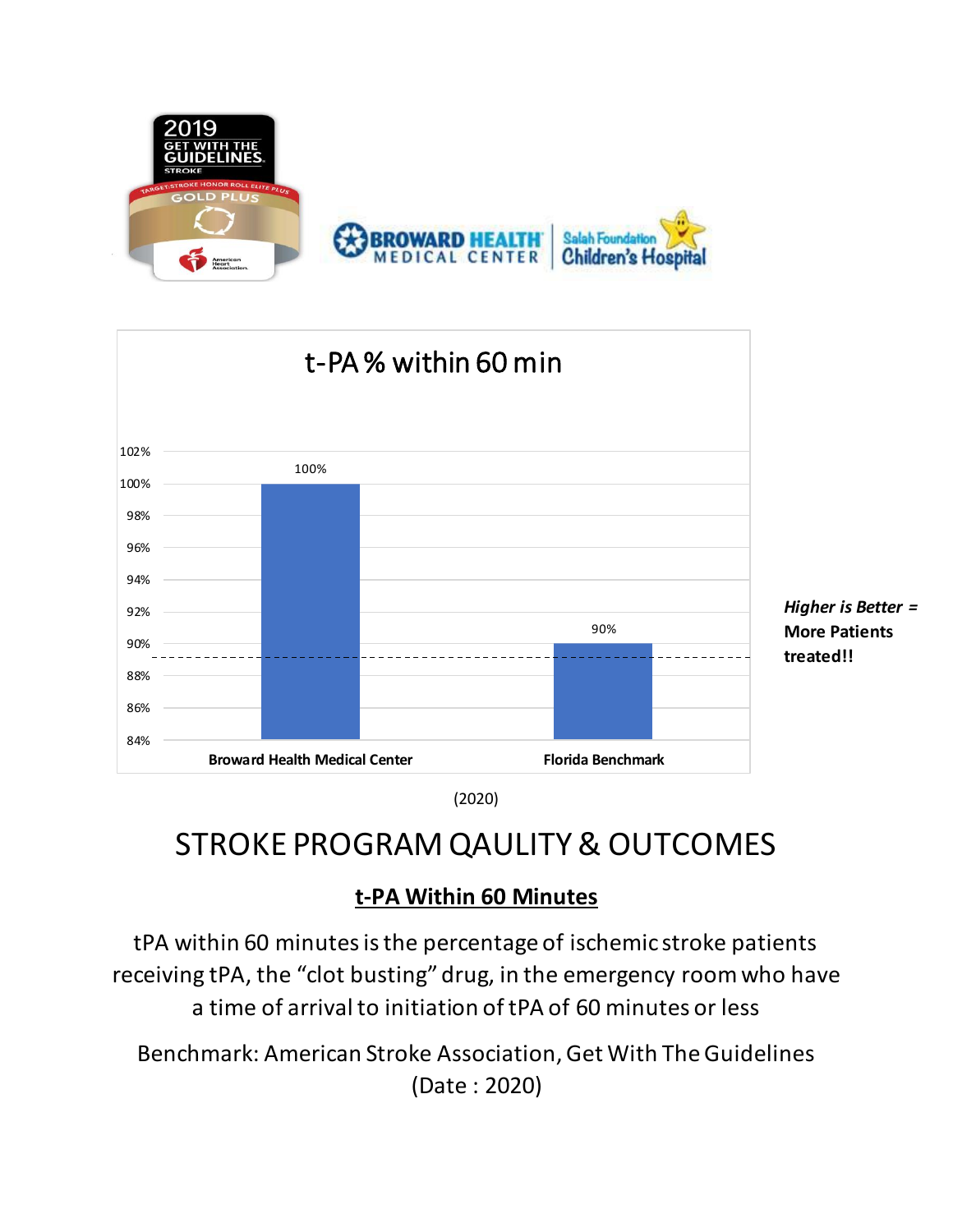2019 GET WITH THE GUIDELINES. STROKE

TARGET: STROKE HONOR ROLL ELITE PLUS

GOLD PLUS

BROWARD HEALTH MEDICAL CENTER | Salah Foundation Children's Hospital

## t-PA % within 60 min

| | Broward Health Medical Center | Florida Benchmark |
|---|---|---|
| t-PA % within 60 min | 100% | 90% |

*Higher is Better =* **More Patients treated!!**

(2020)

# STROKE PROGRAM QAULITY & OUTCOMES

## <u>t-PA Within 60 Minutes</u>

tPA within 60 minutes is the percentage of ischemic stroke patients receiving tPA, the "clot busting" drug, in the emergency room who have a time of arrival to initiation of tPA of 60 minutes or less

Benchmark: American Stroke Association, Get With The Guidelines (Date : 2020)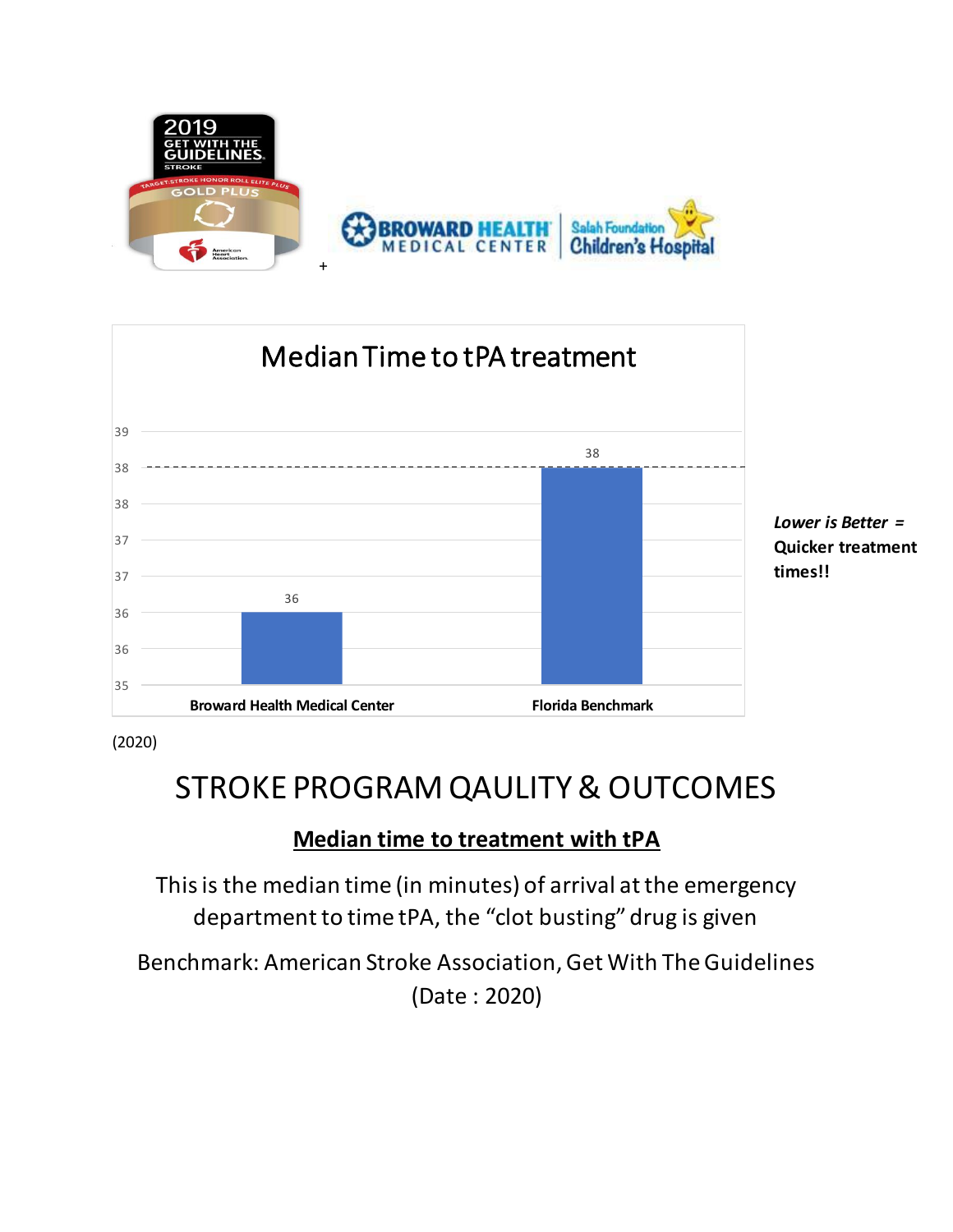**Median Time to tPA treatment**

| | Broward Health Medical Center | Florida Benchmark |
|---|---|---|
| Median Time to tPA treatment | 36 | 38 |

*Lower is Better* = **Quicker treatment times!!**

(2020)

# STROKE PROGRAM QAULITY & OUTCOMES

## **Median time to treatment with tPA**

This is the median time (in minutes) of arrival at the emergency department to time tPA, the "clot busting" drug is given

Benchmark: American Stroke Association, Get With The Guidelines (Date : 2020)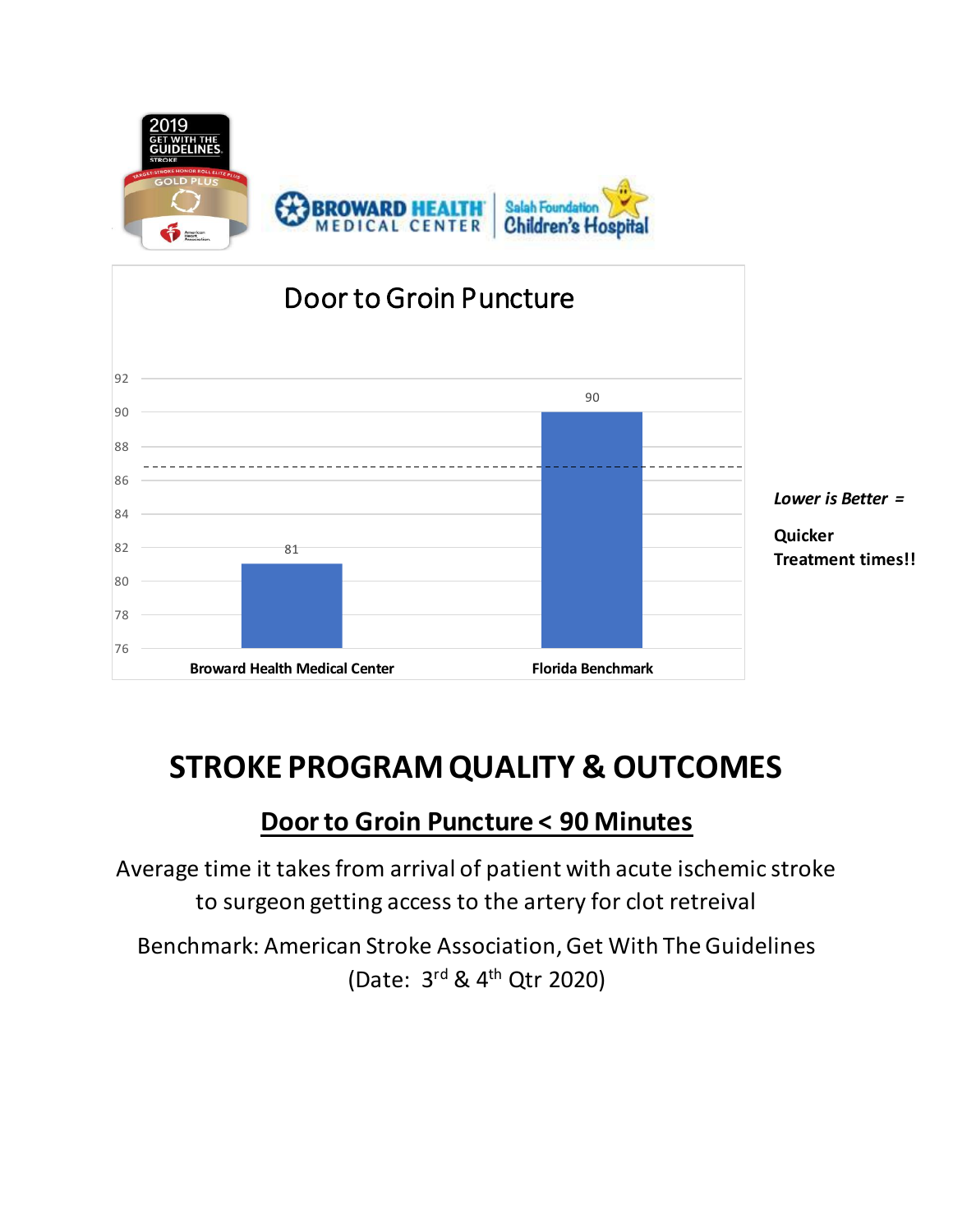2019 GET WITH THE GUIDELINES. STROKE

TARGET: STROKE HONOR ROLL ELITE PLUS

GOLD PLUS

BROWARD HEALTH MEDICAL CENTER

Salah Foundation Children's Hospital

Door to Groin Puncture

92

90

88

86

84

82

80

78

76

81

90

Broward Health Medical Center

Florida Benchmark

*Lower is Better =*

**Quicker Treatment times!!**

# STROKE PROGRAM QUALITY & OUTCOMES

## Door to Groin Puncture < 90 Minutes

Average time it takes from arrival of patient with acute ischemic stroke to surgeon getting access to the artery for clot retreival

Benchmark: American Stroke Association, Get With The Guidelines (Date: 3rd & 4th Qtr 2020)